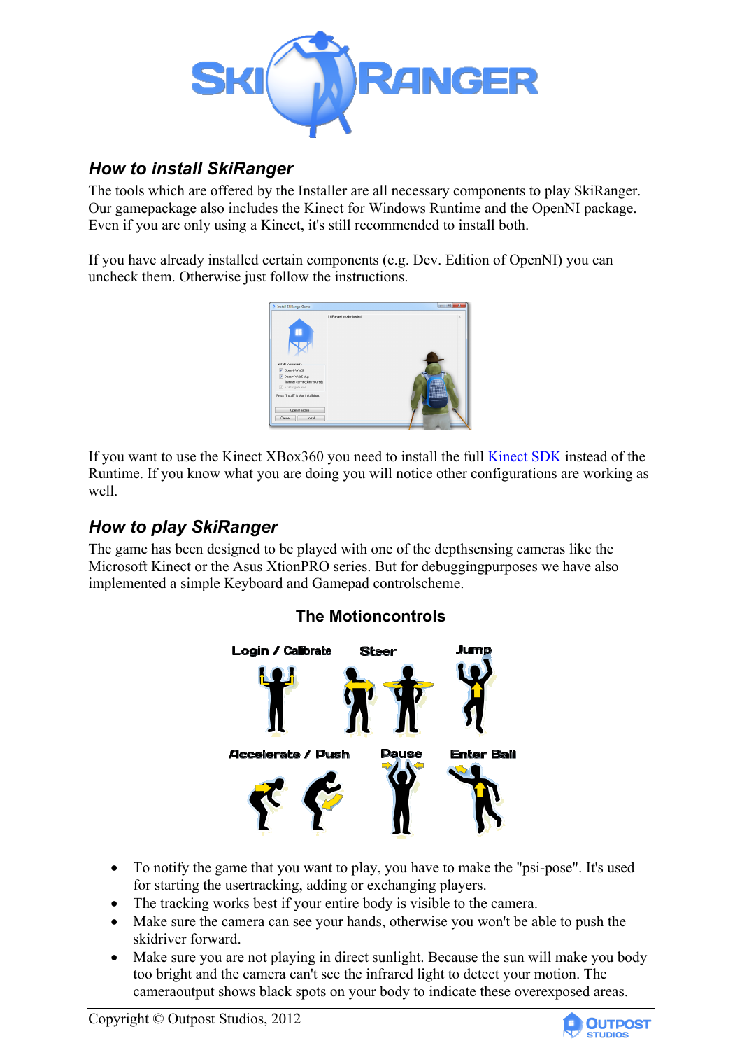## How to install SkiRanger

The tools which are offered by the Installer are all necessary components to play SkiRanger. Our gamepackage also includes the Kinect for Windows Runtime and the OpenNI package. Even if you are only using a Kinect, it's still recommended to install both.

If you have already installed certain components (e.g. Dev. Edition of OpenNI) you can uncheck them. Otherwise just follow the instructions.

If you want to use the Kinect XBox360 you need to install the full Kinect SDK instead of the Runtime. If you know what you are doing you will notice other configurations are working as well.

## How to play SkiRanger

The game has been designed to be played with one of the depthsensing cameras like the Microsoft Kinect or the Asus XtionPRO series. But for debuggingpurposes we have also implemented a simple Keyboard and Gamepad controlscheme.

### The Motioncontrols

Login / Calibrate    Steer    Jump

Accelerate / Push    Pause    Enter Ball

- To notify the game that you want to play, you have to make the "psi-pose". It's used for starting the usertracking, adding or exchanging players.
- The tracking works best if your entire body is visible to the camera.
- Make sure the camera can see your hands, otherwise you won't be able to push the skidriver forward.
- Make sure you are not playing in direct sunlight. Because the sun will make you body too bright and the camera can't see the infrared light to detect your motion. The cameraoutput shows black spots on your body to indicate these overexposed areas.

Copyright © Outpost Studios, 2012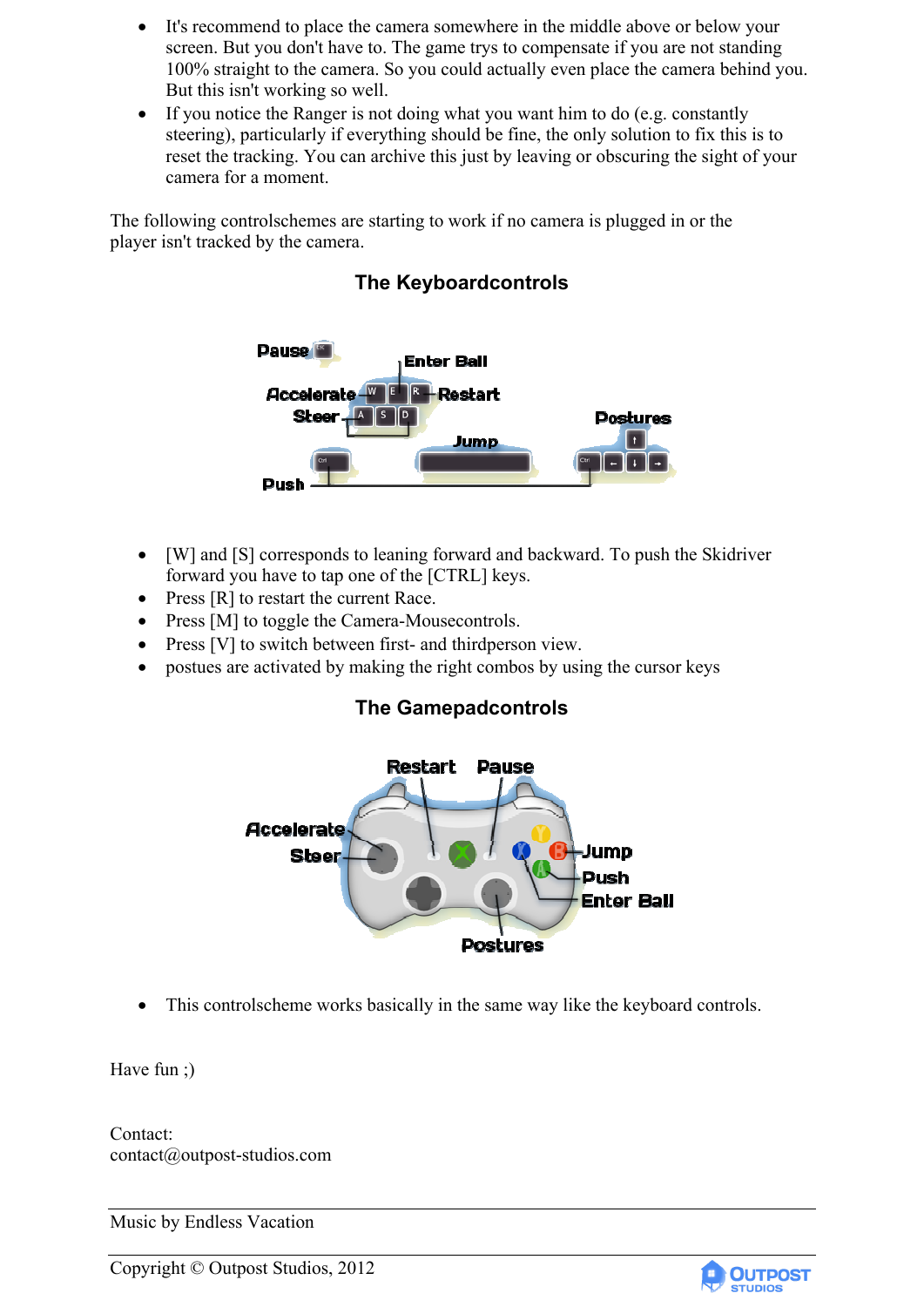- It's recommend to place the camera somewhere in the middle above or below your screen. But you don't have to. The game trys to compensate if you are not standing 100% straight to the camera. So you could actually even place the camera behind you. But this isn't working so well.
- If you notice the Ranger is not doing what you want him to do (e.g. constantly steering), particularly if everything should be fine, the only solution to fix this is to reset the tracking. You can archive this just by leaving or obscuring the sight of your camera for a moment.

The following controlschemes are starting to work if no camera is plugged in or the player isn't tracked by the camera.

## The Keyboardcontrols

Pause
Enter Ball
Accelerate
Restart
Steer
Postures
Jump
Push

- [W] and [S] corresponds to leaning forward and backward. To push the Skidriver forward you have to tap one of the [CTRL] keys.
- Press [R] to restart the current Race.
- Press [M] to toggle the Camera-Mousecontrols.
- Press [V] to switch between first- and thirdperson view.
- postues are activated by making the right combos by using the cursor keys

## The Gamepadcontrols

Restart
Pause
Accelerate
Steer
Jump
Push
Enter Ball
Postures

- This controlscheme works basically in the same way like the keyboard controls.

Have fun ;)

Contact:
contact@outpost-studios.com

Music by Endless Vacation

Copyright © Outpost Studios, 2012